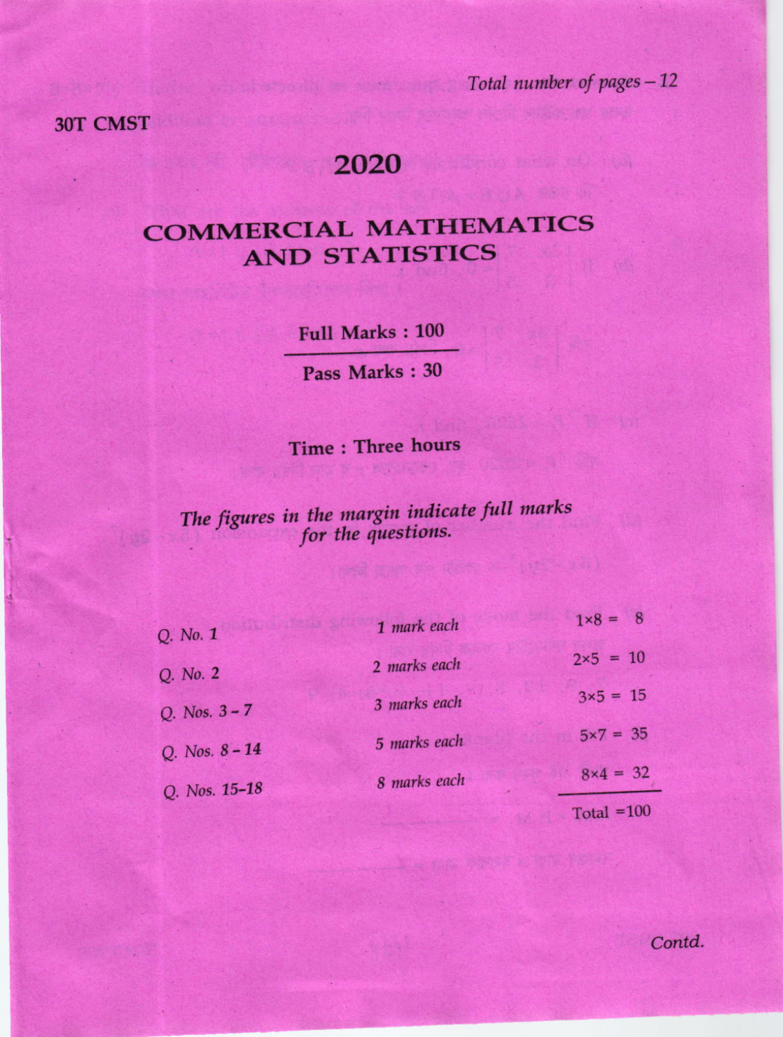Total number of pages – 12

**30T CMST**

# 2020

# COMMERCIAL MATHEMATICS AND STATISTICS

**Full Marks : 100**

**Pass Marks : 30**

**Time : Three hours**

*The figures in the margin indicate full marks for the questions.*

| | | |
|---|---|---|
| *Q. No. 1* | *1 mark each* | $1 \times 8 = 8$ |
| *Q. No. 2* | *2 marks each* | $2 \times 5 = 10$ |
| *Q. Nos. 3 – 7* | *3 marks each* | $3 \times 5 = 15$ |
| *Q. Nos. 8 – 14* | *5 marks each* | $5 \times 7 = 35$ |
| *Q. Nos. 15–18* | *8 marks each* | $8 \times 4 = 32$ |
| | | Total =100 |

*Contd.*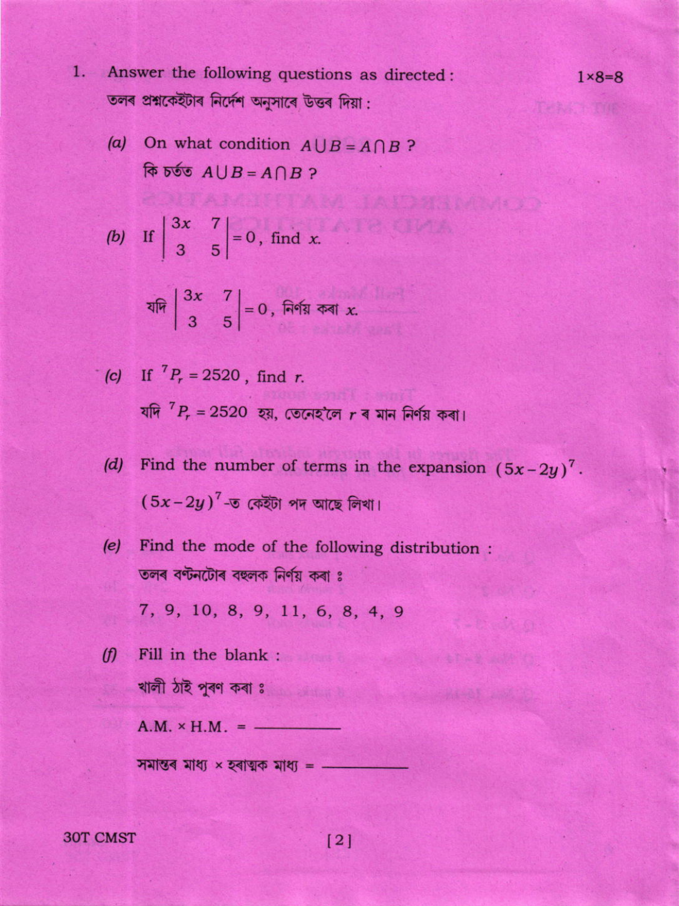1. Answer the following questions as directed : $1 \times 8 = 8$

তলৰ প্ৰশ্নকেইটাৰ নিৰ্দেশ অনুসাৰে উত্তৰ দিয়া :

(a) On what condition $A \cup B = A \cap B$ ?

কি চৰ্তত $A \cup B = A \cap B$ ?

(b) If $\begin{vmatrix} 3x & 7 \\ 3 & 5 \end{vmatrix} = 0$, find $x$.

যদি $\begin{vmatrix} 3x & 7 \\ 3 & 5 \end{vmatrix} = 0$, নিৰ্ণয় কৰা $x$.

(c) If ${}^7P_r = 2520$, find $r$.

যদি ${}^7P_r = 2520$ হয়, তেনেহ'লে $r$ ৰ মান নিৰ্ণয় কৰা।

(d) Find the number of terms in the expansion $(5x-2y)^7$.

$(5x-2y)^7$-ত কেইটা পদ আছে লিখা।

(e) Find the mode of the following distribution :

তলৰ বণ্টনটোৰ বহুলক নিৰ্ণয় কৰা ঃ

7, 9, 10, 8, 9, 11, 6, 8, 4, 9

(f) Fill in the blank :

খালী ঠাই পূৰণ কৰা ঃ

A.M. × H.M. = ————

সমান্তৰ মাধ্য × হৰাত্মক মাধ্য = ————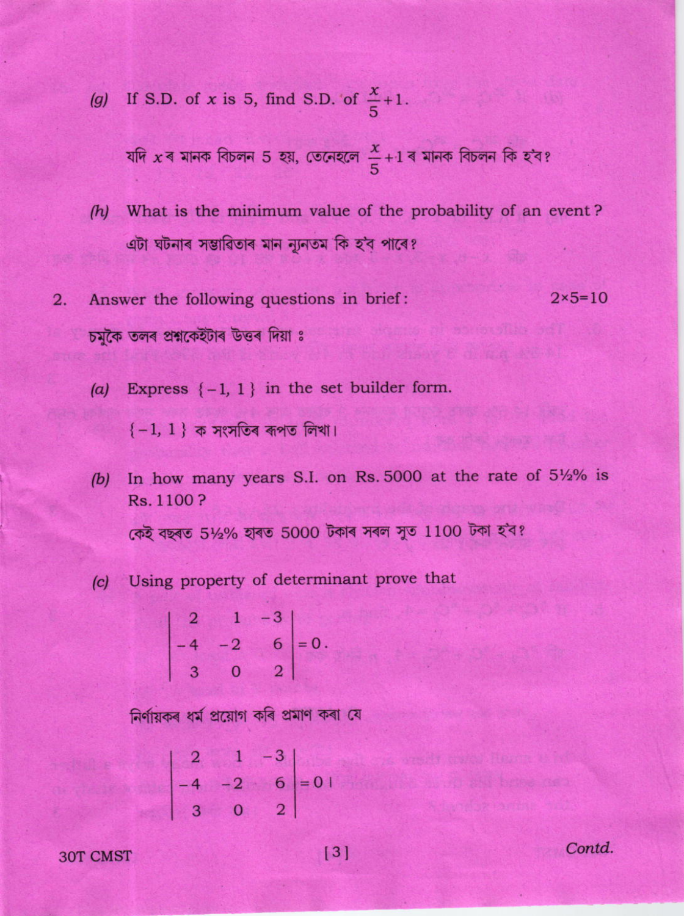(g) If S.D. of $x$ is 5, find S.D. of $\frac{x}{5}+1$.

যদি $x$ ৰ মানক বিচলন 5 হয়, তেনেহ'লে $\frac{x}{5}+1$ ৰ মানক বিচলন কি হ'ব?

(h) What is the minimum value of the probability of an event?

এটা ঘটনাৰ সম্ভাৱিতাৰ মান ন্যূনতম কি হ'ব পাৰে?

2. Answer the following questions in brief: $2 \times 5 = 10$

চমুকৈ তলৰ প্ৰশ্নকেইটাৰ উত্তৰ দিয়া :

(a) Express $\{-1, 1\}$ in the set builder form.

$\{-1, 1\}$ ক সংহতিৰ ৰূপত লিখা।

(b) In how many years S.I. on Rs. 5000 at the rate of 5½% is Rs. 1100?

কেই বছৰত 5½% হাৰত 5000 টকাৰ সৰল সুত 1100 টকা হ'ব?

(c) Using property of determinant prove that

$$\begin{vmatrix} 2 & 1 & -3 \\ -4 & -2 & 6 \\ 3 & 0 & 2 \end{vmatrix} = 0.$$

নিৰ্ণায়কৰ ধৰ্ম প্ৰয়োগ কৰি প্ৰমাণ কৰা যে

$$\begin{vmatrix} 2 & 1 & -3 \\ -4 & -2 & 6 \\ 3 & 0 & 2 \end{vmatrix} = 0 ।$$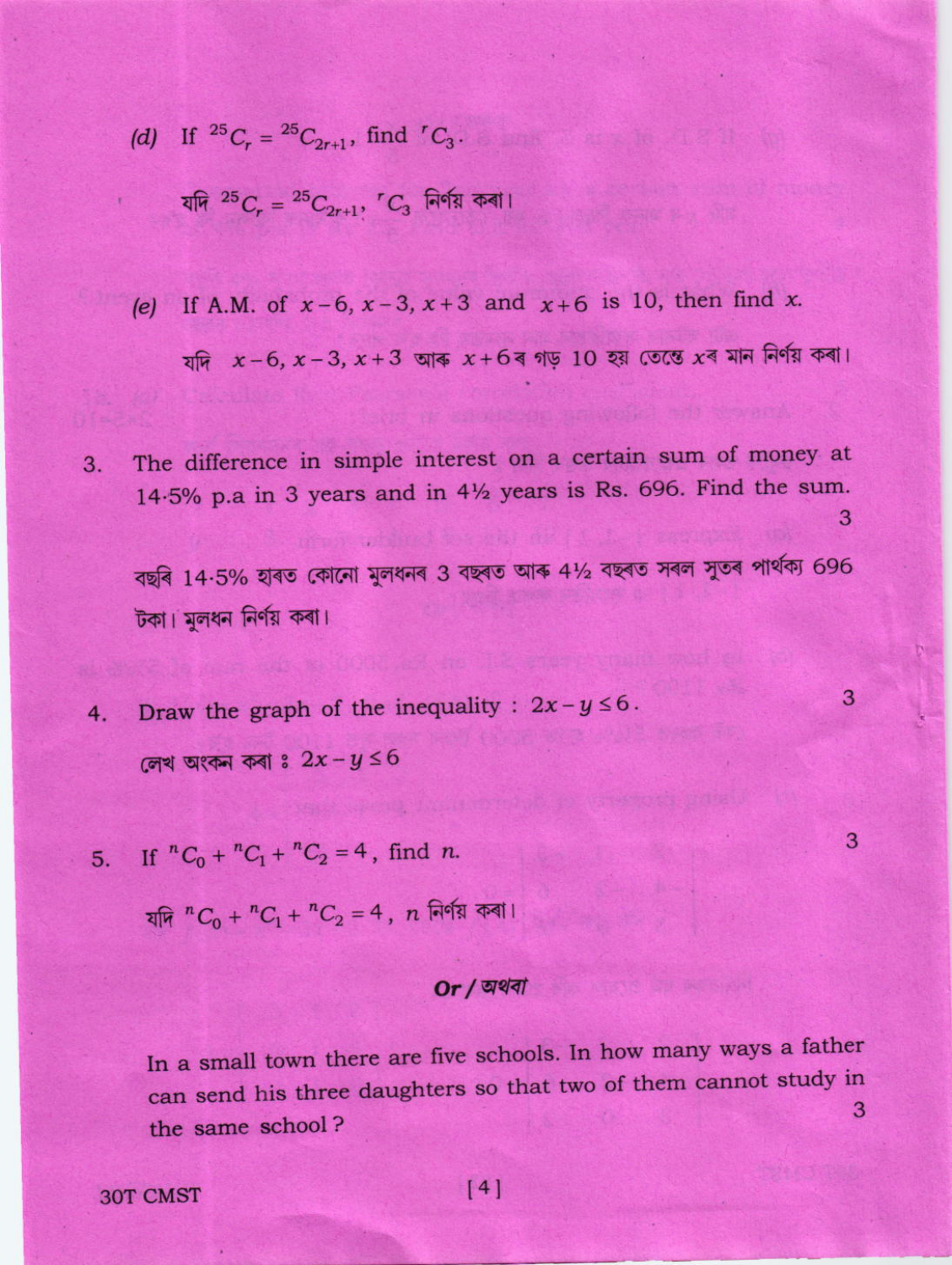(d) If ${}^{25}C_r = {}^{25}C_{2r+1}$, find ${}^rC_3$.

যদি ${}^{25}C_r = {}^{25}C_{2r+1}$, ${}^rC_3$ নিৰ্ণয় কৰা।

(e) If A.M. of $x-6, x-3, x+3$ and $x+6$ is 10, then find $x$.

যদি $x-6, x-3, x+3$ আৰু $x+6$ৰ গড় 10 হয় তেন্তে $x$ৰ মান নিৰ্ণয় কৰা।

3. The difference in simple interest on a certain sum of money at 14·5% p.a in 3 years and in 4½ years is Rs. 696. Find the sum. 3

বছৰি 14·5% হাৰত কোনো মুলধনৰ 3 বছৰত আৰু 4½ বছৰত সৰল সুতৰ পাৰ্থক্য 696 টকা। মুলধন নিৰ্ণয় কৰা।

4. Draw the graph of the inequality : $2x - y \leq 6$. 3

লেখ অংকন কৰা : $2x - y \leq 6$

5. If ${}^nC_0 + {}^nC_1 + {}^nC_2 = 4$, find $n$. 3

যদি ${}^nC_0 + {}^nC_1 + {}^nC_2 = 4$, $n$ নিৰ্ণয় কৰা।

***Or / অথবা***

In a small town there are five schools. In how many ways a father can send his three daughters so that two of them cannot study in the same school? 3